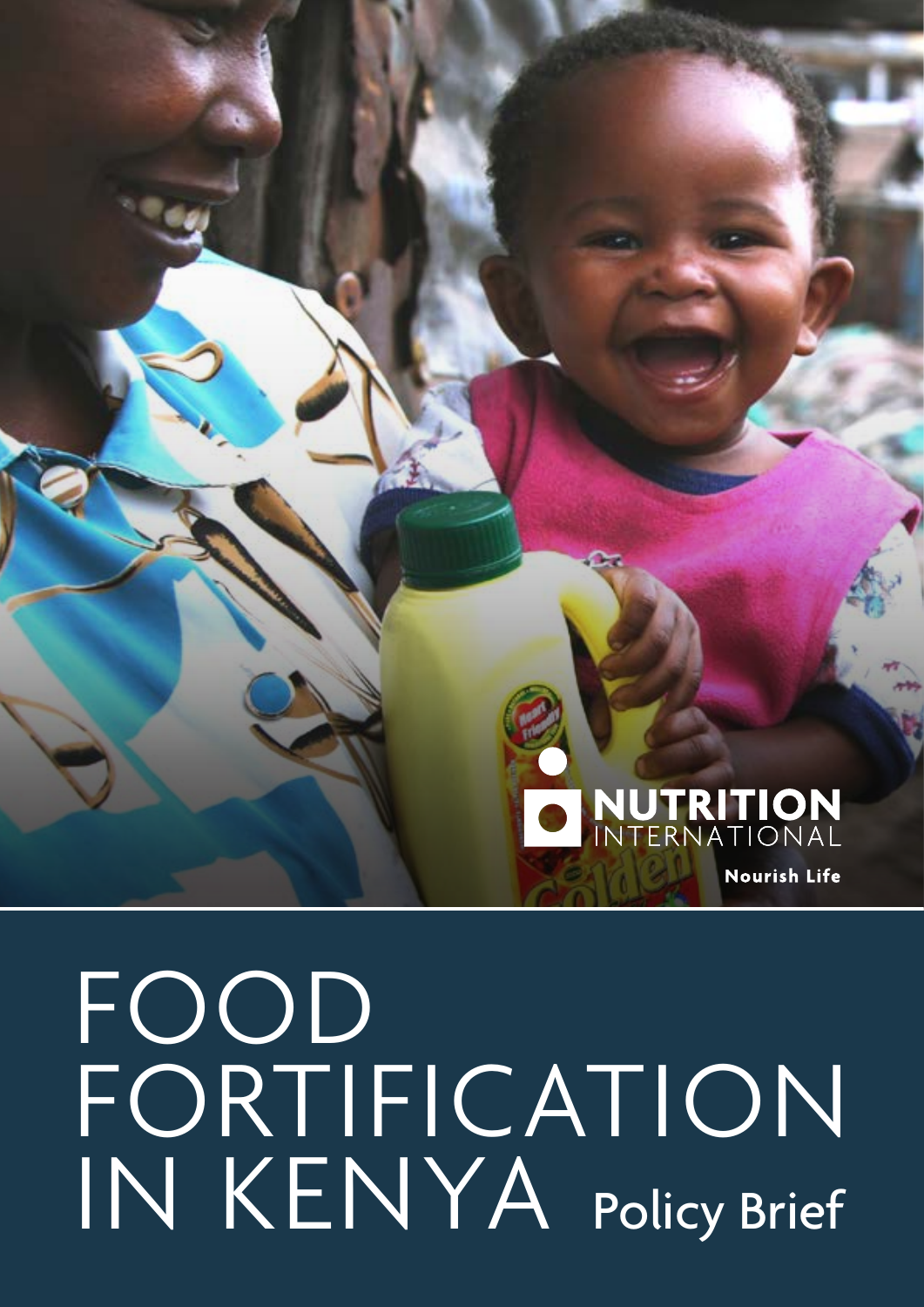NUTRITION INTERNATIONAL

Nourish Life

# FOOD FORTIFICATION IN KENYA

Policy Brief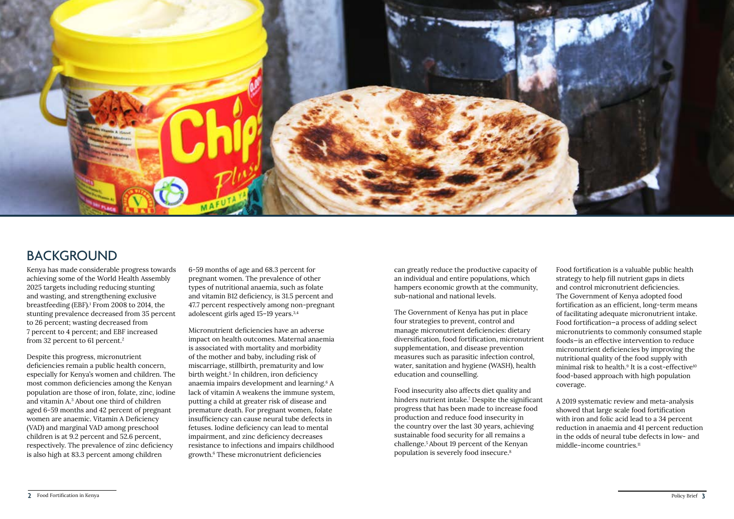## BACKGROUND

Kenya has made considerable progress towards achieving some of the World Health Assembly 2025 targets including reducing stunting and wasting, and strengthening exclusive breastfeeding (EBF).[1] From 2008 to 2014, the stunting prevalence decreased from 35 percent to 26 percent; wasting decreased from 7 percent to 4 percent; and EBF increased from 32 percent to 61 percent.[2]

Despite this progress, micronutrient deficiencies remain a public health concern, especially for Kenya's women and children. The most common deficiencies among the Kenyan population are those of iron, folate, zinc, iodine and vitamin A.[3] About one third of children aged 6-59 months and 42 percent of pregnant women are anaemic. Vitamin A Deficiency (VAD) and marginal VAD among preschool children is at 9.2 percent and 52.6 percent, respectively. The prevalence of zinc deficiency is also high at 83.3 percent among children 6-59 months of age and 68.3 percent for pregnant women. The prevalence of other types of nutritional anaemia, such as folate and vitamin B12 deficiency, is 31.5 percent and 47.7 percent respectively among non-pregnant adolescent girls aged 15–19 years.[3,4]

Micronutrient deficiencies have an adverse impact on health outcomes. Maternal anaemia is associated with mortality and morbidity of the mother and baby, including risk of miscarriage, stillbirth, prematurity and low birth weight.[5] In children, iron deficiency anaemia impairs development and learning.[6] A lack of vitamin A weakens the immune system, putting a child at greater risk of disease and premature death. For pregnant women, folate insufficiency can cause neural tube defects in fetuses. Iodine deficiency can lead to mental impairment, and zinc deficiency decreases resistance to infections and impairs childhood growth.[6] These micronutrient deficiencies can greatly reduce the productive capacity of an individual and entire populations, which hampers economic growth at the community, sub-national and national levels.

The Government of Kenya has put in place four strategies to prevent, control and manage micronutrient deficiencies: dietary diversification, food fortification, micronutrient supplementation, and disease prevention measures such as parasitic infection control, water, sanitation and hygiene (WASH), health education and counselling.

Food insecurity also affects diet quality and hinders nutrient intake.[7] Despite the significant progress that has been made to increase food production and reduce food insecurity in the country over the last 30 years, achieving sustainable food security for all remains a challenge.[5] About 19 percent of the Kenyan population is severely food insecure.[8]

Food fortification is a valuable public health strategy to help fill nutrient gaps in diets and control micronutrient deficiencies. The Government of Kenya adopted food fortification as an efficient, long-term means of facilitating adequate micronutrient intake. Food fortification—a process of adding select micronutrients to commonly consumed staple foods—is an effective intervention to reduce micronutrient deficiencies by improving the nutritional quality of the food supply with minimal risk to health.[9] It is a cost-effective[10] food-based approach with high population coverage.

A 2019 systematic review and meta-analysis showed that large scale food fortification with iron and folic acid lead to a 34 percent reduction in anaemia and 41 percent reduction in the odds of neural tube defects in low- and middle-income countries.[11]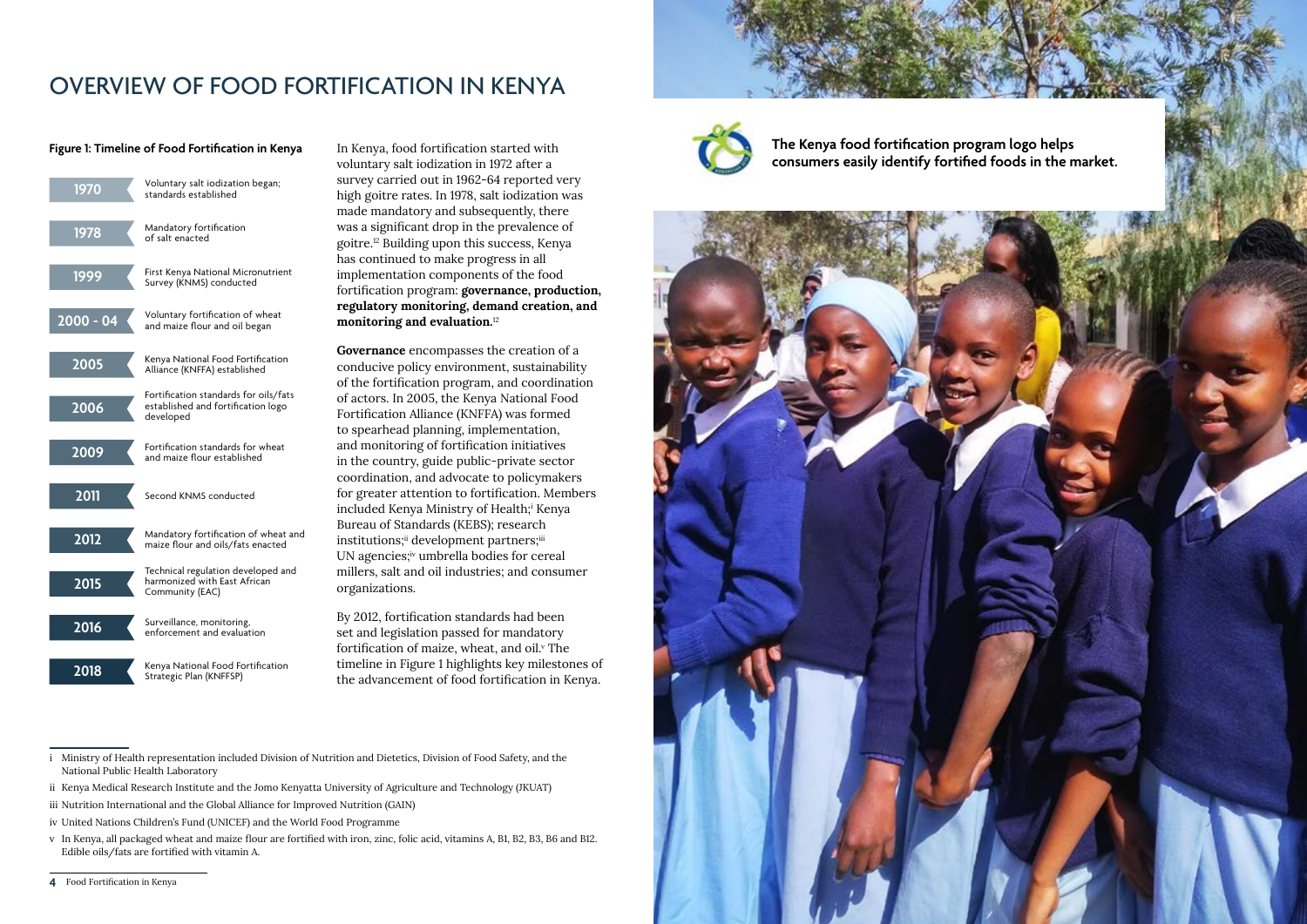# OVERVIEW OF FOOD FORTIFICATION IN KENYA

**Figure 1: Timeline of Food Fortification in Kenya**

| Year | Milestone |
| --- | --- |
| 1970 | Voluntary salt iodization began; standards established |
| 1978 | Mandatory fortification of salt enacted |
| 1999 | First Kenya National Micronutrient Survey (KNMS) conducted |
| 2000 - 04 | Voluntary fortification of wheat and maize flour and oil began |
| 2005 | Kenya National Food Fortification Alliance (KNFFA) established |
| 2006 | Fortification standards for oils/fats established and fortification logo developed |
| 2009 | Fortification standards for wheat and maize flour established |
| 2011 | Second KNMS conducted |
| 2012 | Mandatory fortification of wheat and maize flour and oils/fats enacted |
| 2015 | Technical regulation developed and harmonized with East African Community (EAC) |
| 2016 | Surveillance, monitoring, enforcement and evaluation |
| 2018 | Kenya National Food Fortification Strategic Plan (KNFFSP) |

In Kenya, food fortification started with voluntary salt iodization in 1972 after a survey carried out in 1962-64 reported very high goitre rates. In 1978, salt iodization was made mandatory and subsequently, there was a significant drop in the prevalence of goitre.[12] Building upon this success, Kenya has continued to make progress in all implementation components of the food fortification program: **governance, production, regulatory monitoring, demand creation, and monitoring and evaluation.**[12]

**Governance** encompasses the creation of a conducive policy environment, sustainability of the fortification program, and coordination of actors. In 2005, the Kenya National Food Fortification Alliance (KNFFA) was formed to spearhead planning, implementation, and monitoring of fortification initiatives in the country, guide public-private sector coordination, and advocate to policymakers for greater attention to fortification. Members included Kenya Ministry of Health;[i] Kenya Bureau of Standards (KEBS); research institutions;[ii] development partners;[iii] UN agencies;[iv] umbrella bodies for cereal millers, salt and oil industries; and consumer organizations.

By 2012, fortification standards had been set and legislation passed for mandatory fortification of maize, wheat, and oil.[v] The timeline in Figure 1 highlights key milestones of the advancement of food fortification in Kenya.

**The Kenya food fortification program logo helps consumers easily identify fortified foods in the market.**

---

i Ministry of Health representation included Division of Nutrition and Dietetics, Division of Food Safety, and the National Public Health Laboratory

ii Kenya Medical Research Institute and the Jomo Kenyatta University of Agriculture and Technology (JKUAT)

iii Nutrition International and the Global Alliance for Improved Nutrition (GAIN)

iv United Nations Children's Fund (UNICEF) and the World Food Programme

v In Kenya, all packaged wheat and maize flour are fortified with iron, zinc, folic acid, vitamins A, B1, B2, B3, B6 and B12. Edible oils/fats are fortified with vitamin A.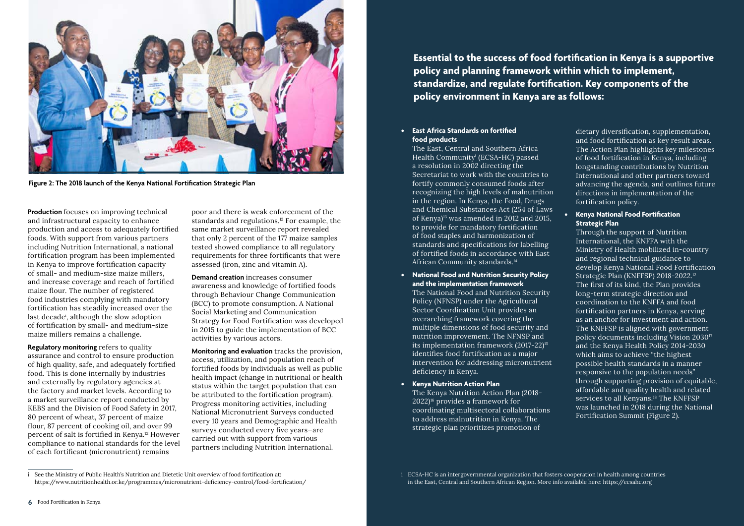Figure 2: The 2018 launch of the Kenya National Fortification Strategic Plan

**Production** focuses on improving technical and infrastructural capacity to enhance production and access to adequately fortified foods. With support from various partners including Nutrition International, a national fortification program has been implemented in Kenya to improve fortification capacity of small- and medium-size maize millers, and increase coverage and reach of fortified maize flour. The number of registered food industries complying with mandatory fortification has steadily increased over the last decade[i], although the slow adoption of fortification by small- and medium-size maize millers remains a challenge.

**Regulatory monitoring** refers to quality assurance and control to ensure production of high quality, safe, and adequately fortified food. This is done internally by industries and externally by regulatory agencies at the factory and market levels. According to a market surveillance report conducted by KEBS and the Division of Food Safety in 2017, 80 percent of wheat, 37 percent of maize flour, 87 percent of cooking oil, and over 99 percent of salt is fortified in Kenya.[12] However compliance to national standards for the level of each fortificant (micronutrient) remains poor and there is weak enforcement of the standards and regulations.[12] For example, the same market surveillance report revealed that only 2 percent of the 177 maize samples tested showed compliance to all regulatory requirements for three fortificants that were assessed (iron, zinc and vitamin A).

**Demand creation** increases consumer awareness and knowledge of fortified foods through Behaviour Change Communication (BCC) to promote consumption. A National Social Marketing and Communication Strategy for Food Fortification was developed in 2015 to guide the implementation of BCC activities by various actors.

**Monitoring and evaluation** tracks the provision, access, utilization, and population reach of fortified foods by individuals as well as public health impact (change in nutritional or health status within the target population that can be attributed to the fortification program). Progress monitoring activities, including National Micronutrient Surveys conducted every 10 years and Demographic and Health surveys conducted every five years—are carried out with support from various partners including Nutrition International.

i See the Ministry of Public Health's Nutrition and Dietetic Unit overview of food fortification at: https://www.nutritionhealth.or.ke/programmes/micronutrient-deficiency-control/food-fortification/

**Essential to the success of food fortification in Kenya is a supportive policy and planning framework within which to implement, standardize, and regulate fortification. Key components of the policy environment in Kenya are as follows:**

- **East Africa Standards on fortified food products**
  The East, Central and Southern Africa Health Community[i] (ECSA-HC) passed a resolution in 2002 directing the Secretariat to work with the countries to fortify commonly consumed foods after recognizing the high levels of malnutrition in the region. In Kenya, the Food, Drugs and Chemical Substances Act (254 of Laws of Kenya)[13] was amended in 2012 and 2015, to provide for mandatory fortification of food staples and harmonization of standards and specifications for labelling of fortified foods in accordance with East African Community standards.[14]

- **National Food and Nutrition Security Policy and the implementation framework**
  The National Food and Nutrition Security Policy (NFNSP) under the Agricultural Sector Coordination Unit provides an overarching framework covering the multiple dimensions of food security and nutrition improvement. The NFNSP and its implementation framework (2017-22)[15] identifies food fortification as a major intervention for addressing micronutrient deficiency in Kenya.

- **Kenya Nutrition Action Plan**
  The Kenya Nutrition Action Plan (2018-2022)[16] provides a framework for coordinating multisectoral collaborations to address malnutrition in Kenya. The strategic plan prioritizes promotion of dietary diversification, supplementation, and food fortification as key result areas. The Action Plan highlights key milestones of food fortification in Kenya, including longstanding contributions by Nutrition International and other partners toward advancing the agenda, and outlines future directions in implementation of the fortification policy.

- **Kenya National Food Fortification Strategic Plan**
  Through the support of Nutrition International, the KNFFA with the Ministry of Health mobilized in-country and regional technical guidance to develop Kenya National Food Fortification Strategic Plan (KNFFSP) 2018-2022.[12] The first of its kind, the Plan provides long-term strategic direction and coordination to the KNFFA and food fortification partners in Kenya, serving as an anchor for investment and action. The KNFFSP is aligned with government policy documents including Vision 2030[17] and the Kenya Health Policy 2014-2030 which aims to achieve "the highest possible health standards in a manner responsive to the population needs" through supporting provision of equitable, affordable and quality health and related services to all Kenyans.[18] The KNFFSP was launched in 2018 during the National Fortification Summit (Figure 2).

i ECSA-HC is an intergovernmental organization that fosters cooperation in health among countries in the East, Central and Southern African Region. More info available here: https://ecsahc.org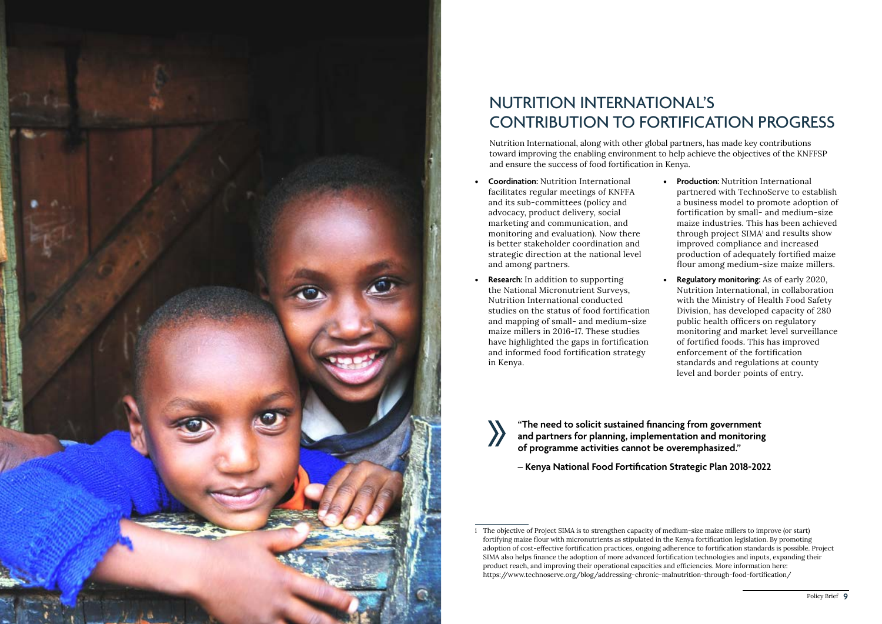# NUTRITION INTERNATIONAL'S CONTRIBUTION TO FORTIFICATION PROGRESS

Nutrition International, along with other global partners, has made key contributions toward improving the enabling environment to help achieve the objectives of the KNFFSP and ensure the success of food fortification in Kenya.

- **Coordination:** Nutrition International facilitates regular meetings of KNFFA and its sub-committees (policy and advocacy, product delivery, social marketing and communication, and monitoring and evaluation). Now there is better stakeholder coordination and strategic direction at the national level and among partners.
- **Research:** In addition to supporting the National Micronutrient Surveys, Nutrition International conducted studies on the status of food fortification and mapping of small- and medium-size maize millers in 2016-17. These studies have highlighted the gaps in fortification and informed food fortification strategy in Kenya.
- **Production:** Nutrition International partnered with TechnoServe to establish a business model to promote adoption of fortification by small- and medium-size maize industries. This has been achieved through project SIMA[i] and results show improved compliance and increased production of adequately fortified maize flour among medium-size maize millers.
- **Regulatory monitoring:** As of early 2020, Nutrition International, in collaboration with the Ministry of Health Food Safety Division, has developed capacity of 280 public health officers on regulatory monitoring and market level surveillance of fortified foods. This has improved enforcement of the fortification standards and regulations at county level and border points of entry.

> **"The need to solicit sustained financing from government and partners for planning, implementation and monitoring of programme activities cannot be overemphasized."**
>
> **– Kenya National Food Fortification Strategic Plan 2018-2022**

---

i The objective of Project SIMA is to strengthen capacity of medium-size maize millers to improve (or start) fortifying maize flour with micronutrients as stipulated in the Kenya fortification legislation. By promoting adoption of cost-effective fortification practices, ongoing adherence to fortification standards is possible. Project SIMA also helps finance the adoption of more advanced fortification technologies and inputs, expanding their product reach, and improving their operational capacities and efficiencies. More information here: https://www.technoserve.org/blog/addressing-chronic-malnutrition-through-food-fortification/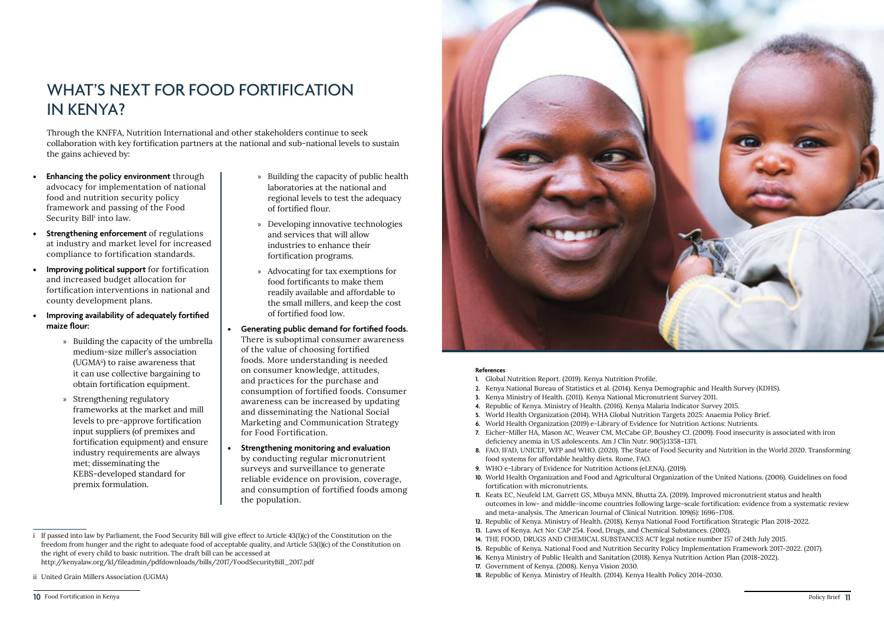# WHAT'S NEXT FOR FOOD FORTIFICATION IN KENYA?

Through the KNFFA, Nutrition International and other stakeholders continue to seek collaboration with key fortification partners at the national and sub-national levels to sustain the gains achieved by:

- **Enhancing the policy environment** through advocacy for implementation of national food and nutrition security policy framework and passing of the Food Security Bill[i] into law.
- **Strengthening enforcement** of regulations at industry and market level for increased compliance to fortification standards.
- **Improving political support** for fortification and increased budget allocation for fortification interventions in national and county development plans.
- **Improving availability of adequately fortified maize flour:**
  - Building the capacity of the umbrella medium-size miller's association (UGMA[ii]) to raise awareness that it can use collective bargaining to obtain fortification equipment.
  - Strengthening regulatory frameworks at the market and mill levels to pre-approve fortification input suppliers (of premixes and fortification equipment) and ensure industry requirements are always met; disseminating the KEBS-developed standard for premix formulation.
  - Building the capacity of public health laboratories at the national and regional levels to test the adequacy of fortified flour.
  - Developing innovative technologies and services that will allow industries to enhance their fortification programs.
  - Advocating for tax exemptions for food fortificants to make them readily available and affordable to the small millers, and keep the cost of fortified food low.
- **Generating public demand for fortified foods.** There is suboptimal consumer awareness of the value of choosing fortified foods. More understanding is needed on consumer knowledge, attitudes, and practices for the purchase and consumption of fortified foods. Consumer awareness can be increased by updating and disseminating the National Social Marketing and Communication Strategy for Food Fortification.
- **Strengthening monitoring and evaluation** by conducting regular micronutrient surveys and surveillance to generate reliable evidence on provision, coverage, and consumption of fortified foods among the population.

---

i If passed into law by Parliament, the Food Security Bill will give effect to Article 43(1)(c) of the Constitution on the freedom from hunger and the right to adequate food of acceptable quality, and Article 53(1)(c) of the Constitution on the right of every child to basic nutrition. The draft bill can be accessed at http://kenyalaw.org/kl/fileadmin/pdfdownloads/bills/2017/FoodSecurityBill_2017.pdf

ii United Grain Millers Association (UGMA)

#### References

1. Global Nutrition Report. (2019). Kenya Nutrition Profile.
2. Kenya National Bureau of Statistics et al. (2014). Kenya Demographic and Health Survey (KDHS).
3. Kenya Ministry of Health. (2011). Kenya National Micronutrient Survey 2011.
4. Republic of Kenya. Ministry of Health. (2016). Kenya Malaria Indicator Survey 2015.
5. World Health Organization (2014). WHA Global Nutrition Targets 2025: Anaemia Policy Brief.
6. World Health Organization (2019) e-Library of Evidence for Nutrition Actions: Nutrients.
7. Eicher-Miller HA, Mason AC, Weaver CM, McCabe GP, Boushey CJ. (2009). Food insecurity is associated with iron deficiency anemia in US adolescents. Am J Clin Nutr. 90(5):1358–1371.
8. FAO, IFAD, UNICEF, WFP and WHO. (2020). The State of Food Security and Nutrition in the World 2020. Transforming food systems for affordable healthy diets. Rome, FAO.
9. WHO e-Library of Evidence for Nutrition Actions (eLENA). (2019).
10. World Health Organization and Food and Agricultural Organization of the United Nations. (2006). Guidelines on food fortification with micronutrients.
11. Keats EC, Neufeld LM, Garrett GS, Mbuya MNN, Bhutta ZA. (2019). Improved micronutrient status and health outcomes in low- and middle-income countries following large-scale fortification: evidence from a systematic review and meta-analysis. The American Journal of Clinical Nutrition. 109(6): 1696–1708.
12. Republic of Kenya. Ministry of Health. (2018). Kenya National Food Fortification Strategic Plan 2018-2022.
13. Laws of Kenya. Act No: CAP 254. Food, Drugs, and Chemical Substances. (2002).
14. THE FOOD, DRUGS AND CHEMICAL SUBSTANCES ACT legal notice number 157 of 24th July 2015.
15. Republic of Kenya. National Food and Nutrition Security Policy Implementation Framework 2017-2022. (2017).
16. Kenya Ministry of Public Health and Sanitation (2018). Kenya Nutrition Action Plan (2018-2022).
17. Government of Kenya. (2008). Kenya Vision 2030.
18. Republic of Kenya. Ministry of Health. (2014). Kenya Health Policy 2014-2030.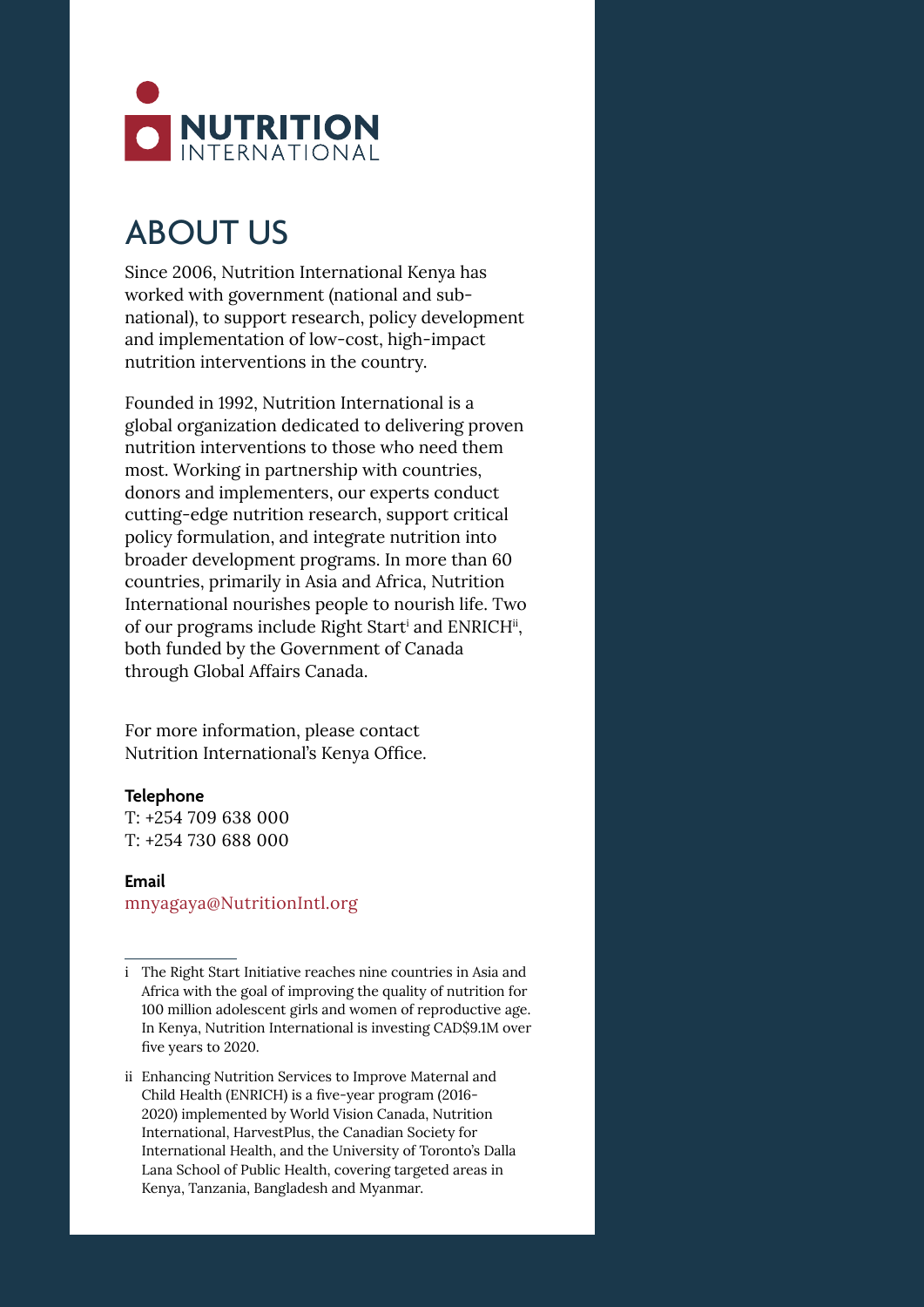NUTRITION
INTERNATIONAL

# ABOUT US

Since 2006, Nutrition International Kenya has worked with government (national and sub-national), to support research, policy development and implementation of low-cost, high-impact nutrition interventions in the country.

Founded in 1992, Nutrition International is a global organization dedicated to delivering proven nutrition interventions to those who need them most. Working in partnership with countries, donors and implementers, our experts conduct cutting-edge nutrition research, support critical policy formulation, and integrate nutrition into broader development programs. In more than 60 countries, primarily in Asia and Africa, Nutrition International nourishes people to nourish life. Two of our programs include Right Start[i] and ENRICH[ii], both funded by the Government of Canada through Global Affairs Canada.

For more information, please contact Nutrition International's Kenya Office.

**Telephone**
T: +254 709 638 000
T: +254 730 688 000

**Email**
mnyagaya@NutritionIntl.org

---

i The Right Start Initiative reaches nine countries in Asia and Africa with the goal of improving the quality of nutrition for 100 million adolescent girls and women of reproductive age. In Kenya, Nutrition International is investing CAD$9.1M over five years to 2020.

ii Enhancing Nutrition Services to Improve Maternal and Child Health (ENRICH) is a five-year program (2016-2020) implemented by World Vision Canada, Nutrition International, HarvestPlus, the Canadian Society for International Health, and the University of Toronto's Dalla Lana School of Public Health, covering targeted areas in Kenya, Tanzania, Bangladesh and Myanmar.